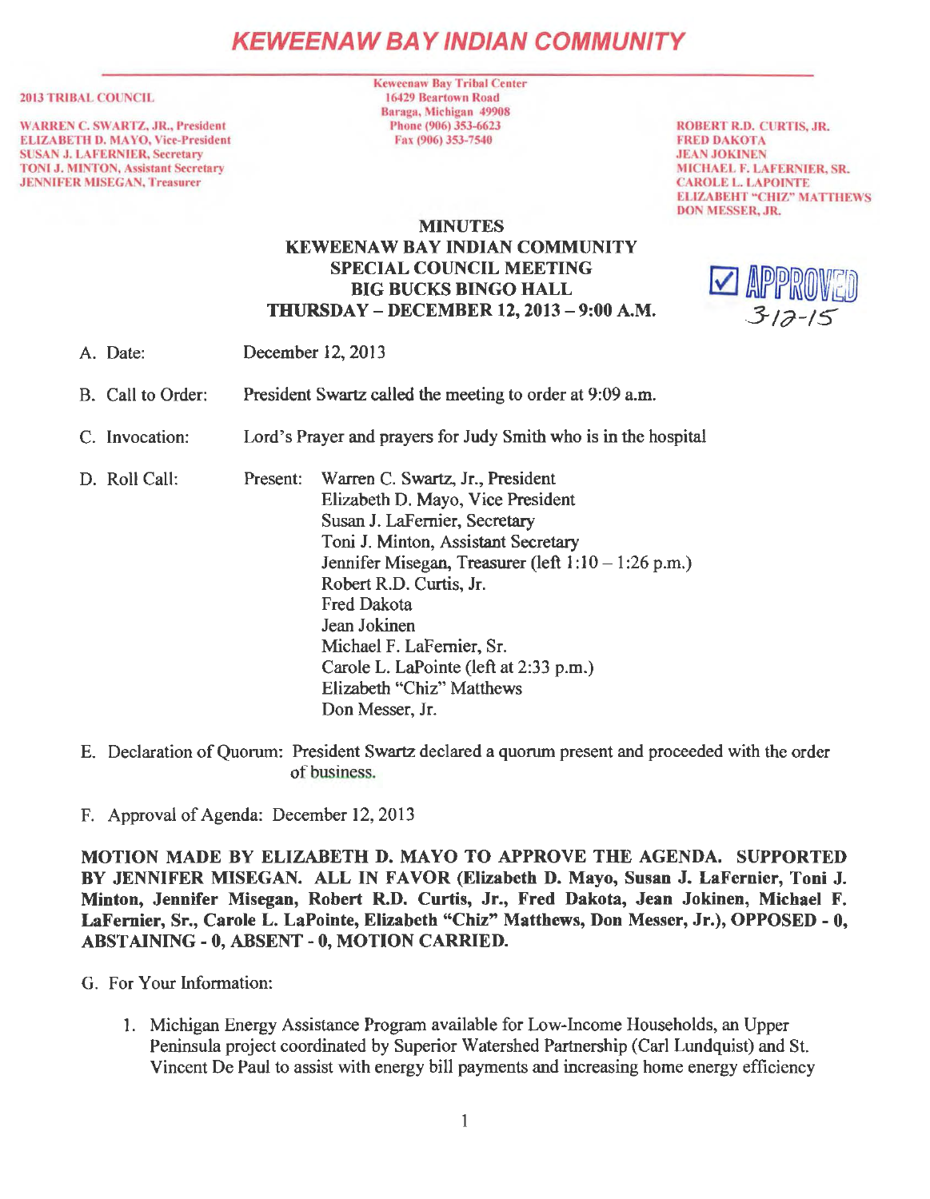# KEWEENAW BAY INDIAN COMMUNITY

**2013 TRIBAL COUNCIL**

WARREN C. SWARTZ, JR., President
ELIZABETH D. MAYO, Vice-President
SUSAN J. LAFERNIER, Secretary
TONI J. MINTON, Assistant Secretary
JENNIFER MISEGAN, Treasurer

Keweenaw Bay Tribal Center
16429 Beartown Road
Baraga, Michigan 49908
Phone (906) 353-6623
Fax (906) 353-7540

ROBERT R.D. CURTIS, JR.
FRED DAKOTA
JEAN JOKINEN
MICHAEL F. LAFERNIER, SR.
CAROLE L. LAPOINTE
ELIZABEHT "CHIZ" MATTHEWS
DON MESSER, JR.

**MINUTES**
**KEWEENAW BAY INDIAN COMMUNITY**
**SPECIAL COUNCIL MEETING**
**BIG BUCKS BINGO HALL**
**THURSDAY – DECEMBER 12, 2013 – 9:00 A.M.**

☑ APPROVED 3-12-15

A. Date: December 12, 2013

B. Call to Order: President Swartz called the meeting to order at 9:09 a.m.

C. Invocation: Lord's Prayer and prayers for Judy Smith who is in the hospital

D. Roll Call: Present:
- Warren C. Swartz, Jr., President
- Elizabeth D. Mayo, Vice President
- Susan J. LaFernier, Secretary
- Toni J. Minton, Assistant Secretary
- Jennifer Misegan, Treasurer (left 1:10 – 1:26 p.m.)
- Robert R.D. Curtis, Jr.
- Fred Dakota
- Jean Jokinen
- Michael F. LaFernier, Sr.
- Carole L. LaPointe (left at 2:33 p.m.)
- Elizabeth "Chiz" Matthews
- Don Messer, Jr.

E. Declaration of Quorum: President Swartz declared a quorum present and proceeded with the order of business.

F. Approval of Agenda: December 12, 2013

**MOTION MADE BY ELIZABETH D. MAYO TO APPROVE THE AGENDA. SUPPORTED BY JENNIFER MISEGAN. ALL IN FAVOR (Elizabeth D. Mayo, Susan J. LaFernier, Toni J. Minton, Jennifer Misegan, Robert R.D. Curtis, Jr., Fred Dakota, Jean Jokinen, Michael F. LaFernier, Sr., Carole L. LaPointe, Elizabeth "Chiz" Matthews, Don Messer, Jr.), OPPOSED - 0, ABSTAINING - 0, ABSENT - 0, MOTION CARRIED.**

G. For Your Information:

1. Michigan Energy Assistance Program available for Low-Income Households, an Upper Peninsula project coordinated by Superior Watershed Partnership (Carl Lundquist) and St. Vincent De Paul to assist with energy bill payments and increasing home energy efficiency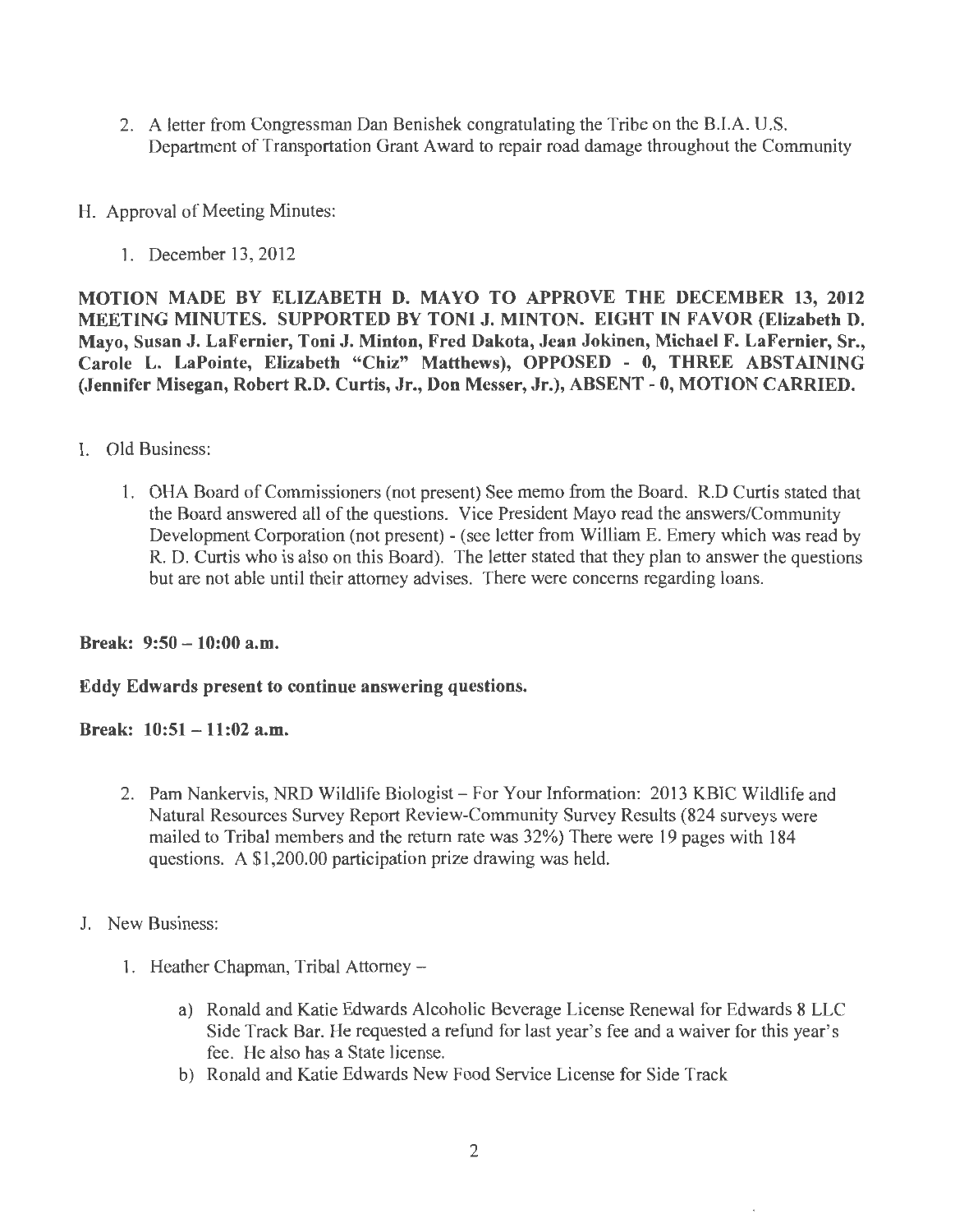2. A letter from Congressman Dan Benishek congratulating the Tribe on the B.I.A. U.S. Department of Transportation Grant Award to repair road damage throughout the Community

H. Approval of Meeting Minutes:

1. December 13, 2012

**MOTION MADE BY ELIZABETH D. MAYO TO APPROVE THE DECEMBER 13, 2012 MEETING MINUTES. SUPPORTED BY TONI J. MINTON. EIGHT IN FAVOR (Elizabeth D. Mayo, Susan J. LaFernier, Toni J. Minton, Fred Dakota, Jean Jokinen, Michael F. LaFernier, Sr., Carole L. LaPointe, Elizabeth "Chiz" Matthews), OPPOSED - 0, THREE ABSTAINING (Jennifer Misegan, Robert R.D. Curtis, Jr., Don Messer, Jr.), ABSENT - 0, MOTION CARRIED.**

I. Old Business:

1. OHA Board of Commissioners (not present) See memo from the Board. R.D Curtis stated that the Board answered all of the questions. Vice President Mayo read the answers/Community Development Corporation (not present) - (see letter from William E. Emery which was read by R. D. Curtis who is also on this Board). The letter stated that they plan to answer the questions but are not able until their attorney advises. There were concerns regarding loans.

**Break: 9:50 – 10:00 a.m.**

**Eddy Edwards present to continue answering questions.**

**Break: 10:51 – 11:02 a.m.**

2. Pam Nankervis, NRD Wildlife Biologist – For Your Information: 2013 KBIC Wildlife and Natural Resources Survey Report Review-Community Survey Results (824 surveys were mailed to Tribal members and the return rate was 32%) There were 19 pages with 184 questions. A $1,200.00 participation prize drawing was held.

J. New Business:

1. Heather Chapman, Tribal Attorney –

   a) Ronald and Katie Edwards Alcoholic Beverage License Renewal for Edwards 8 LLC Side Track Bar. He requested a refund for last year's fee and a waiver for this year's fee. He also has a State license.

   b) Ronald and Katie Edwards New Food Service License for Side Track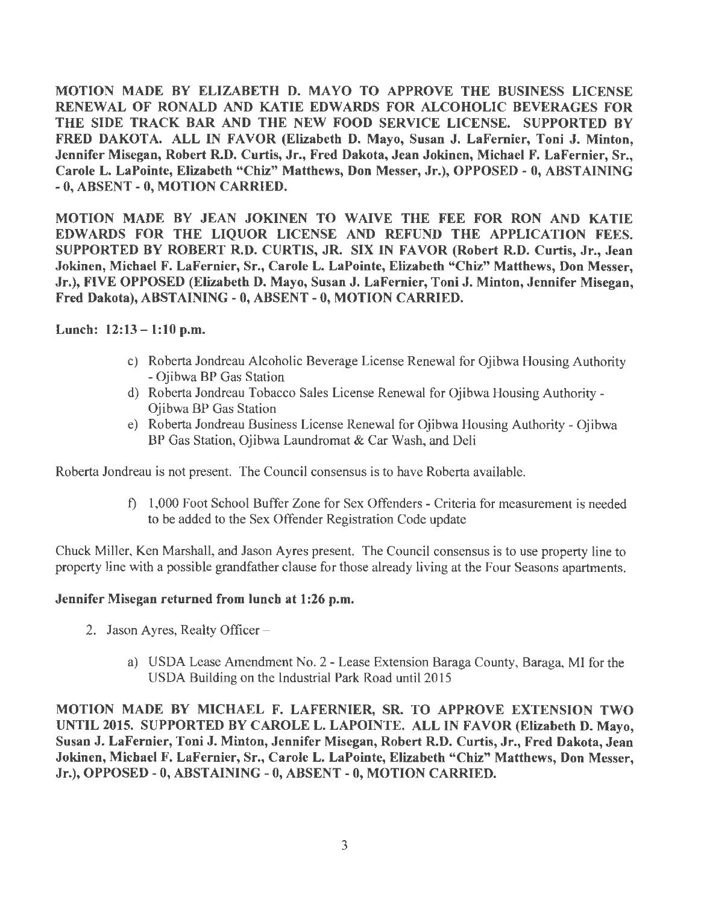**MOTION MADE BY ELIZABETH D. MAYO TO APPROVE THE BUSINESS LICENSE RENEWAL OF RONALD AND KATIE EDWARDS FOR ALCOHOLIC BEVERAGES FOR THE SIDE TRACK BAR AND THE NEW FOOD SERVICE LICENSE. SUPPORTED BY FRED DAKOTA. ALL IN FAVOR (Elizabeth D. Mayo, Susan J. LaFernier, Toni J. Minton, Jennifer Misegan, Robert R.D. Curtis, Jr., Fred Dakota, Jean Jokinen, Michael F. LaFernier, Sr., Carole L. LaPointe, Elizabeth "Chiz" Matthews, Don Messer, Jr.), OPPOSED - 0, ABSTAINING - 0, ABSENT - 0, MOTION CARRIED.**

**MOTION MADE BY JEAN JOKINEN TO WAIVE THE FEE FOR RON AND KATIE EDWARDS FOR THE LIQUOR LICENSE AND REFUND THE APPLICATION FEES. SUPPORTED BY ROBERT R.D. CURTIS, JR. SIX IN FAVOR (Robert R.D. Curtis, Jr., Jean Jokinen, Michael F. LaFernier, Sr., Carole L. LaPointe, Elizabeth "Chiz" Matthews, Don Messer, Jr.), FIVE OPPOSED (Elizabeth D. Mayo, Susan J. LaFernier, Toni J. Minton, Jennifer Misegan, Fred Dakota), ABSTAINING - 0, ABSENT - 0, MOTION CARRIED.**

**Lunch: 12:13 – 1:10 p.m.**

c) Roberta Jondreau Alcoholic Beverage License Renewal for Ojibwa Housing Authority - Ojibwa BP Gas Station

d) Roberta Jondreau Tobacco Sales License Renewal for Ojibwa Housing Authority - Ojibwa BP Gas Station

e) Roberta Jondreau Business License Renewal for Ojibwa Housing Authority - Ojibwa BP Gas Station, Ojibwa Laundromat & Car Wash, and Deli

Roberta Jondreau is not present. The Council consensus is to have Roberta available.

f) 1,000 Foot School Buffer Zone for Sex Offenders - Criteria for measurement is needed to be added to the Sex Offender Registration Code update

Chuck Miller, Ken Marshall, and Jason Ayres present. The Council consensus is to use property line to property line with a possible grandfather clause for those already living at the Four Seasons apartments.

**Jennifer Misegan returned from lunch at 1:26 p.m.**

2. Jason Ayres, Realty Officer –

   a) USDA Lease Amendment No. 2 - Lease Extension Baraga County, Baraga, MI for the USDA Building on the Industrial Park Road until 2015

**MOTION MADE BY MICHAEL F. LAFERNIER, SR. TO APPROVE EXTENSION TWO UNTIL 2015. SUPPORTED BY CAROLE L. LAPOINTE. ALL IN FAVOR (Elizabeth D. Mayo, Susan J. LaFernier, Toni J. Minton, Jennifer Misegan, Robert R.D. Curtis, Jr., Fred Dakota, Jean Jokinen, Michael F. LaFernier, Sr., Carole L. LaPointe, Elizabeth "Chiz" Matthews, Don Messer, Jr.), OPPOSED - 0, ABSTAINING - 0, ABSENT - 0, MOTION CARRIED.**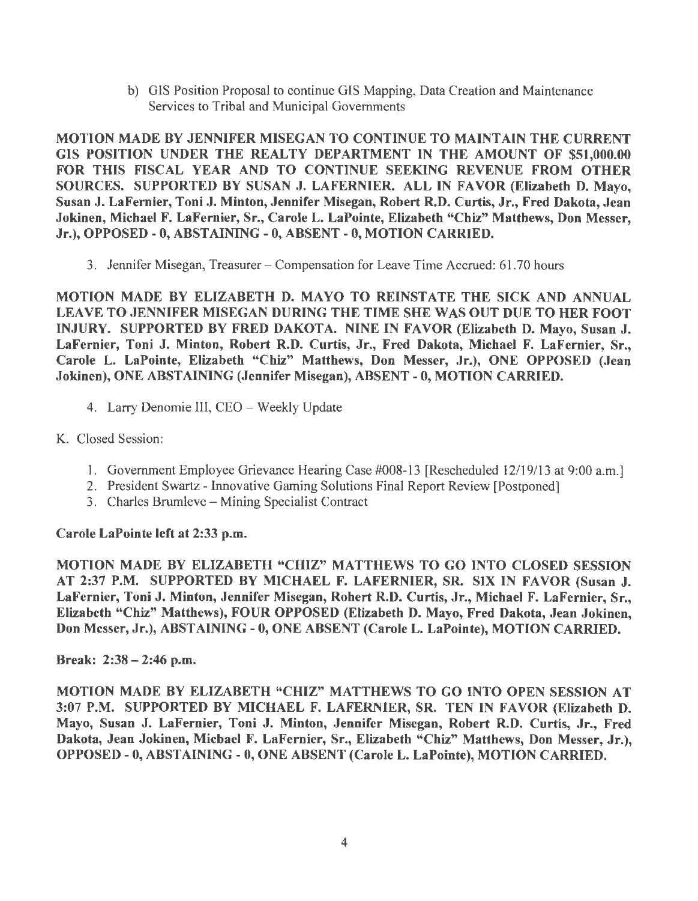b) GIS Position Proposal to continue GIS Mapping, Data Creation and Maintenance Services to Tribal and Municipal Governments

**MOTION MADE BY JENNIFER MISEGAN TO CONTINUE TO MAINTAIN THE CURRENT GIS POSITION UNDER THE REALTY DEPARTMENT IN THE AMOUNT OF $51,000.00 FOR THIS FISCAL YEAR AND TO CONTINUE SEEKING REVENUE FROM OTHER SOURCES. SUPPORTED BY SUSAN J. LAFERNIER. ALL IN FAVOR (Elizabeth D. Mayo, Susan J. LaFernier, Toni J. Minton, Jennifer Misegan, Robert R.D. Curtis, Jr., Fred Dakota, Jean Jokinen, Michael F. LaFernier, Sr., Carole L. LaPointe, Elizabeth "Chiz" Matthews, Don Messer, Jr.), OPPOSED - 0, ABSTAINING - 0, ABSENT - 0, MOTION CARRIED.**

3. Jennifer Misegan, Treasurer – Compensation for Leave Time Accrued: 61.70 hours

**MOTION MADE BY ELIZABETH D. MAYO TO REINSTATE THE SICK AND ANNUAL LEAVE TO JENNIFER MISEGAN DURING THE TIME SHE WAS OUT DUE TO HER FOOT INJURY. SUPPORTED BY FRED DAKOTA. NINE IN FAVOR (Elizabeth D. Mayo, Susan J. LaFernier, Toni J. Minton, Robert R.D. Curtis, Jr., Fred Dakota, Michael F. LaFernier, Sr., Carole L. LaPointe, Elizabeth "Chiz" Matthews, Don Messer, Jr.), ONE OPPOSED (Jean Jokinen), ONE ABSTAINING (Jennifer Misegan), ABSENT - 0, MOTION CARRIED.**

4. Larry Denomie III, CEO – Weekly Update

K. Closed Session:

1. Government Employee Grievance Hearing Case #008-13 [Rescheduled 12/19/13 at 9:00 a.m.]
2. President Swartz - Innovative Gaming Solutions Final Report Review [Postponed]
3. Charles Brumleve – Mining Specialist Contract

**Carole LaPointe left at 2:33 p.m.**

**MOTION MADE BY ELIZABETH "CHIZ" MATTHEWS TO GO INTO CLOSED SESSION AT 2:37 P.M. SUPPORTED BY MICHAEL F. LAFERNIER, SR. SIX IN FAVOR (Susan J. LaFernier, Toni J. Minton, Jennifer Misegan, Robert R.D. Curtis, Jr., Michael F. LaFernier, Sr., Elizabeth "Chiz" Matthews), FOUR OPPOSED (Elizabeth D. Mayo, Fred Dakota, Jean Jokinen, Don Messer, Jr.), ABSTAINING - 0, ONE ABSENT (Carole L. LaPointe), MOTION CARRIED.**

**Break: 2:38 – 2:46 p.m.**

**MOTION MADE BY ELIZABETH "CHIZ" MATTHEWS TO GO INTO OPEN SESSION AT 3:07 P.M. SUPPORTED BY MICHAEL F. LAFERNIER, SR. TEN IN FAVOR (Elizabeth D. Mayo, Susan J. LaFernier, Toni J. Minton, Jennifer Misegan, Robert R.D. Curtis, Jr., Fred Dakota, Jean Jokinen, Michael F. LaFernier, Sr., Elizabeth "Chiz" Matthews, Don Messer, Jr.), OPPOSED - 0, ABSTAINING - 0, ONE ABSENT (Carole L. LaPointe), MOTION CARRIED.**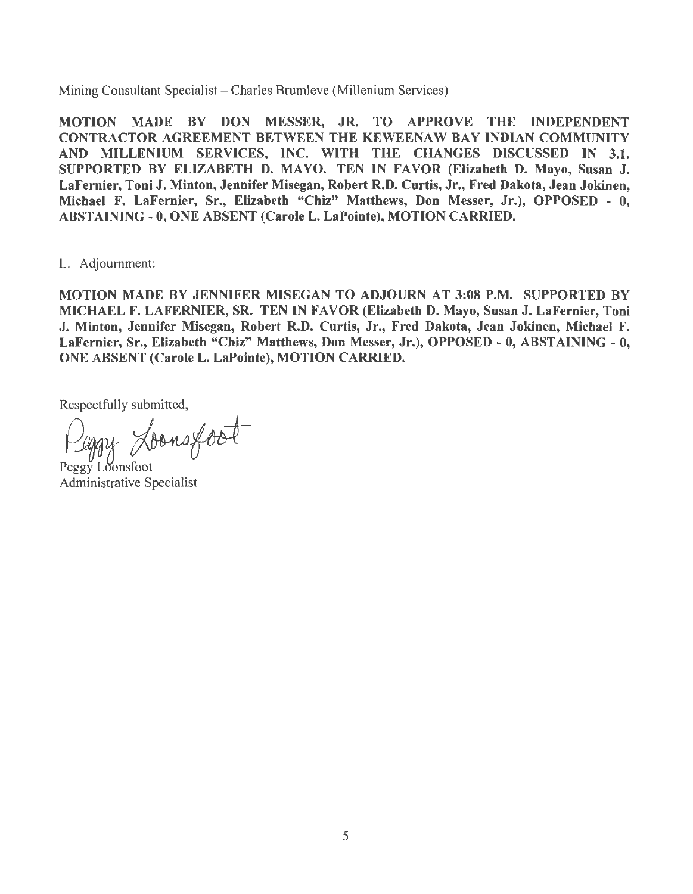Mining Consultant Specialist – Charles Brumleve (Millenium Services)

**MOTION MADE BY DON MESSER, JR. TO APPROVE THE INDEPENDENT CONTRACTOR AGREEMENT BETWEEN THE KEWEENAW BAY INDIAN COMMUNITY AND MILLENIUM SERVICES, INC. WITH THE CHANGES DISCUSSED IN 3.1. SUPPORTED BY ELIZABETH D. MAYO. TEN IN FAVOR (Elizabeth D. Mayo, Susan J. LaFernier, Toni J. Minton, Jennifer Misegan, Robert R.D. Curtis, Jr., Fred Dakota, Jean Jokinen, Michael F. LaFernier, Sr., Elizabeth "Chiz" Matthews, Don Messer, Jr.), OPPOSED - 0, ABSTAINING - 0, ONE ABSENT (Carole L. LaPointe), MOTION CARRIED.**

L. Adjournment:

**MOTION MADE BY JENNIFER MISEGAN TO ADJOURN AT 3:08 P.M. SUPPORTED BY MICHAEL F. LAFERNIER, SR. TEN IN FAVOR (Elizabeth D. Mayo, Susan J. LaFernier, Toni J. Minton, Jennifer Misegan, Robert R.D. Curtis, Jr., Fred Dakota, Jean Jokinen, Michael F. LaFernier, Sr., Elizabeth "Chiz" Matthews, Don Messer, Jr.), OPPOSED - 0, ABSTAINING - 0, ONE ABSENT (Carole L. LaPointe), MOTION CARRIED.**

Respectfully submitted,

Peggy Loonsfoot

Peggy Loonsfoot
Administrative Specialist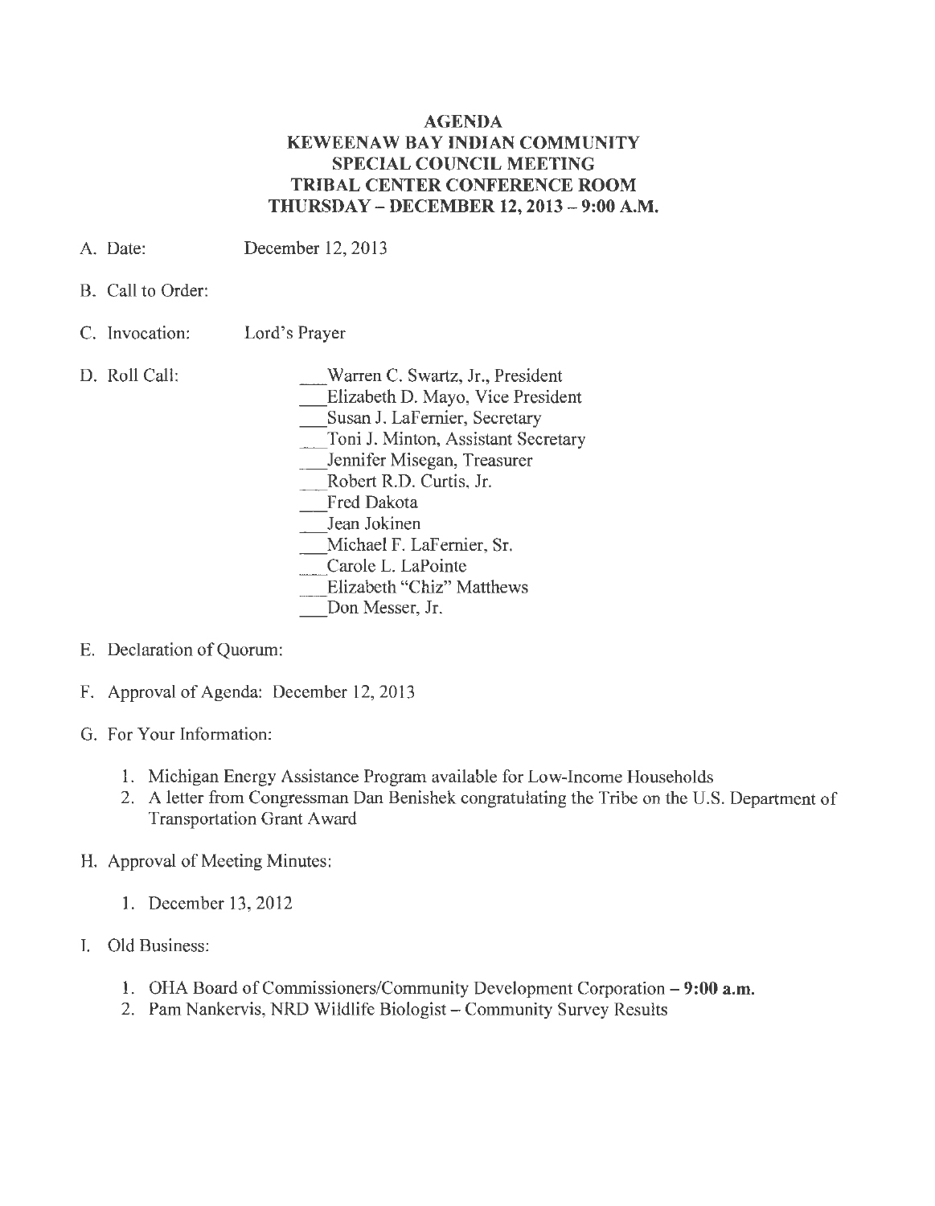**AGENDA**
**KEWEENAW BAY INDIAN COMMUNITY**
**SPECIAL COUNCIL MEETING**
**TRIBAL CENTER CONFERENCE ROOM**
**THURSDAY – DECEMBER 12, 2013 – 9:00 A.M.**

A. Date: December 12, 2013

B. Call to Order:

C. Invocation: Lord's Prayer

D. Roll Call:

___Warren C. Swartz, Jr., President
___Elizabeth D. Mayo, Vice President
___Susan J. LaFernier, Secretary
___Toni J. Minton, Assistant Secretary
___Jennifer Misegan, Treasurer
___Robert R.D. Curtis, Jr.
___Fred Dakota
___Jean Jokinen
___Michael F. LaFernier, Sr.
___Carole L. LaPointe
___Elizabeth "Chiz" Matthews
___Don Messer, Jr.

E. Declaration of Quorum:

F. Approval of Agenda: December 12, 2013

G. For Your Information:

1. Michigan Energy Assistance Program available for Low-Income Households
2. A letter from Congressman Dan Benishek congratulating the Tribe on the U.S. Department of Transportation Grant Award

H. Approval of Meeting Minutes:

1. December 13, 2012

I. Old Business:

1. OHA Board of Commissioners/Community Development Corporation – **9:00 a.m.**
2. Pam Nankervis, NRD Wildlife Biologist – Community Survey Results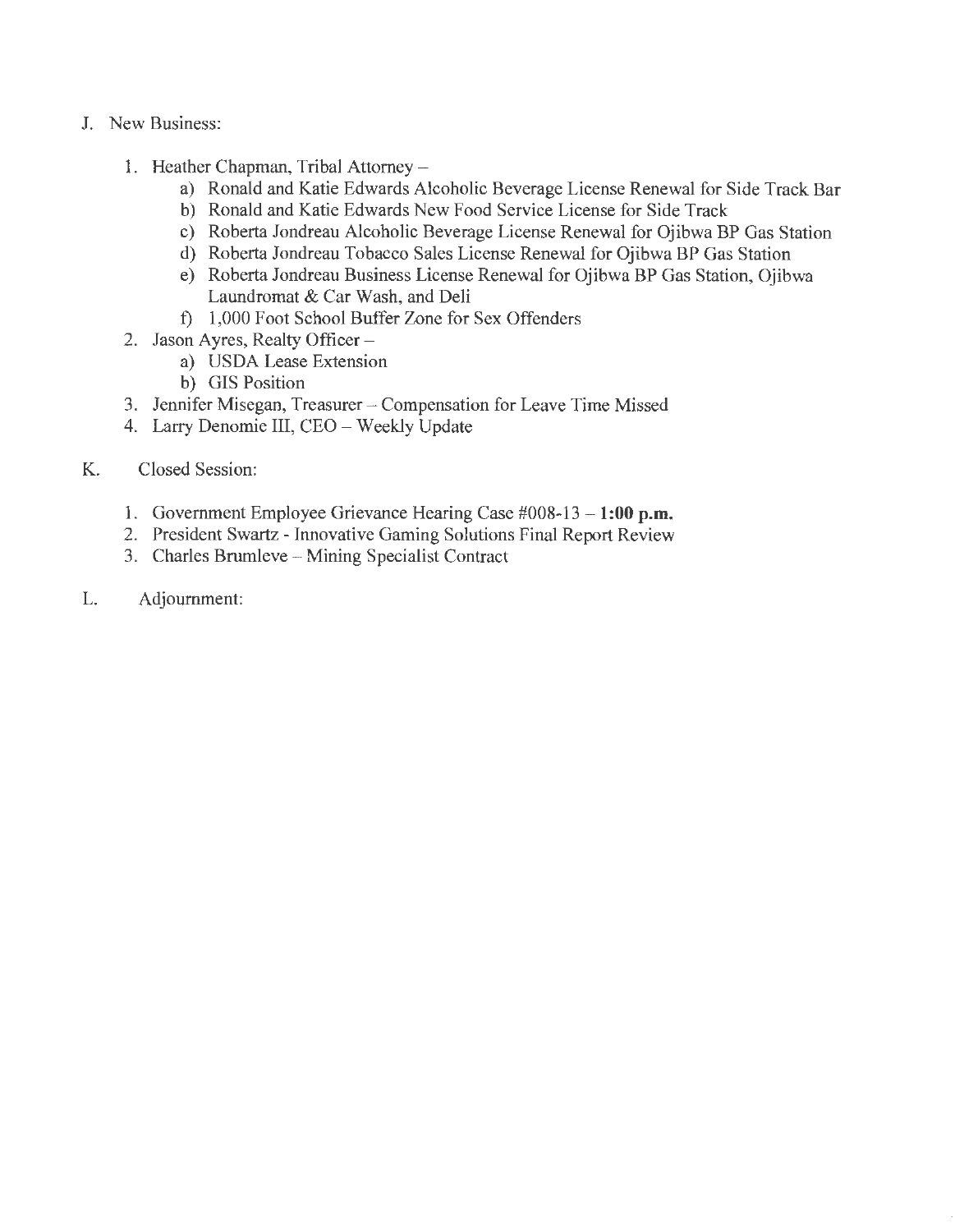J. New Business:

1. Heather Chapman, Tribal Attorney –
   a) Ronald and Katie Edwards Alcoholic Beverage License Renewal for Side Track Bar
   b) Ronald and Katie Edwards New Food Service License for Side Track
   c) Roberta Jondreau Alcoholic Beverage License Renewal for Ojibwa BP Gas Station
   d) Roberta Jondreau Tobacco Sales License Renewal for Ojibwa BP Gas Station
   e) Roberta Jondreau Business License Renewal for Ojibwa BP Gas Station, Ojibwa Laundromat & Car Wash, and Deli
   f) 1,000 Foot School Buffer Zone for Sex Offenders
2. Jason Ayres, Realty Officer –
   a) USDA Lease Extension
   b) GIS Position
3. Jennifer Misegan, Treasurer – Compensation for Leave Time Missed
4. Larry Denomie III, CEO – Weekly Update

K. Closed Session:

1. Government Employee Grievance Hearing Case #008-13 – **1:00 p.m.**
2. President Swartz - Innovative Gaming Solutions Final Report Review
3. Charles Brumleve – Mining Specialist Contract

L. Adjournment: